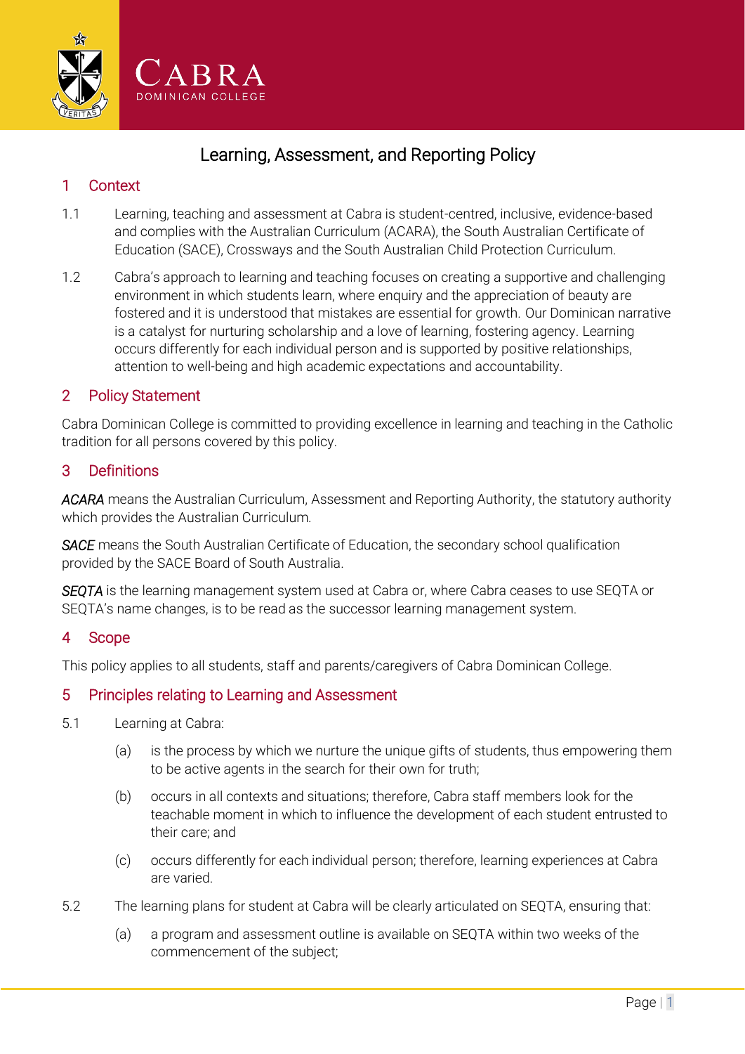# Learning, Assessment, and Reporting Policy

## 1 Context

1.1 Learning, teaching and assessment at Cabra is student-centred, inclusive, evidence-based and complies with the Australian Curriculum (ACARA), the South Australian Certificate of Education (SACE), Crossways and the South Australian Child Protection Curriculum.

1.2 Cabra's approach to learning and teaching focuses on creating a supportive and challenging environment in which students learn, where enquiry and the appreciation of beauty are fostered and it is understood that mistakes are essential for growth. Our Dominican narrative is a catalyst for nurturing scholarship and a love of learning, fostering agency. Learning occurs differently for each individual person and is supported by positive relationships, attention to well-being and high academic expectations and accountability.

## 2 Policy Statement

Cabra Dominican College is committed to providing excellence in learning and teaching in the Catholic tradition for all persons covered by this policy.

## 3 Definitions

***ACARA*** means the Australian Curriculum, Assessment and Reporting Authority, the statutory authority which provides the Australian Curriculum.

***SACE*** means the South Australian Certificate of Education, the secondary school qualification provided by the SACE Board of South Australia.

***SEQTA*** is the learning management system used at Cabra or, where Cabra ceases to use SEQTA or SEQTA's name changes, is to be read as the successor learning management system.

## 4 Scope

This policy applies to all students, staff and parents/caregivers of Cabra Dominican College.

## 5 Principles relating to Learning and Assessment

5.1 Learning at Cabra:

(a) is the process by which we nurture the unique gifts of students, thus empowering them to be active agents in the search for their own for truth;

(b) occurs in all contexts and situations; therefore, Cabra staff members look for the teachable moment in which to influence the development of each student entrusted to their care; and

(c) occurs differently for each individual person; therefore, learning experiences at Cabra are varied.

5.2 The learning plans for student at Cabra will be clearly articulated on SEQTA, ensuring that:

(a) a program and assessment outline is available on SEQTA within two weeks of the commencement of the subject;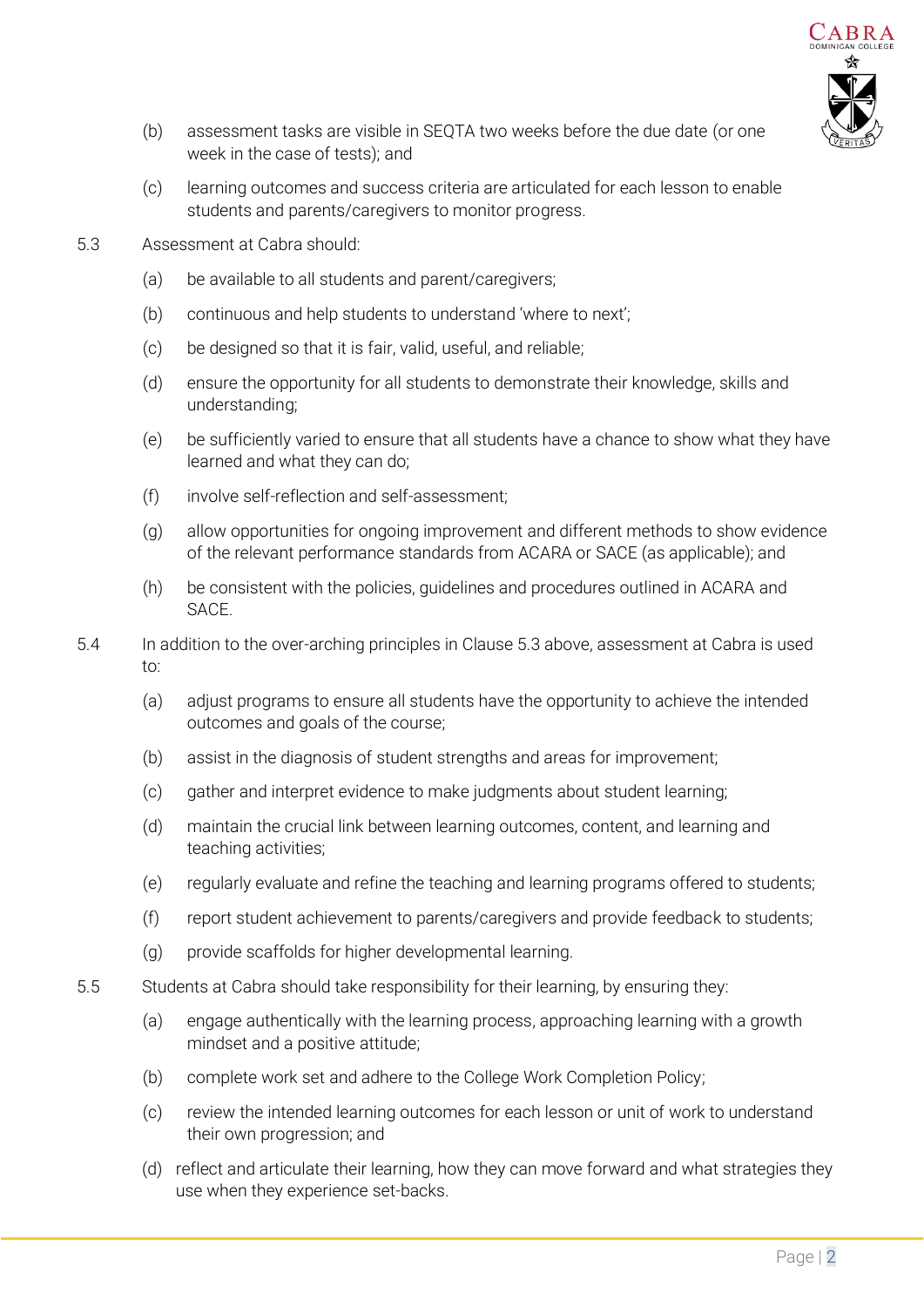(b) assessment tasks are visible in SEQTA two weeks before the due date (or one week in the case of tests); and

(c) learning outcomes and success criteria are articulated for each lesson to enable students and parents/caregivers to monitor progress.

5.3 Assessment at Cabra should:

(a) be available to all students and parent/caregivers;

(b) continuous and help students to understand 'where to next';

(c) be designed so that it is fair, valid, useful, and reliable;

(d) ensure the opportunity for all students to demonstrate their knowledge, skills and understanding;

(e) be sufficiently varied to ensure that all students have a chance to show what they have learned and what they can do;

(f) involve self-reflection and self-assessment;

(g) allow opportunities for ongoing improvement and different methods to show evidence of the relevant performance standards from ACARA or SACE (as applicable); and

(h) be consistent with the policies, guidelines and procedures outlined in ACARA and SACE.

5.4 In addition to the over-arching principles in Clause 5.3 above, assessment at Cabra is used to:

(a) adjust programs to ensure all students have the opportunity to achieve the intended outcomes and goals of the course;

(b) assist in the diagnosis of student strengths and areas for improvement;

(c) gather and interpret evidence to make judgments about student learning;

(d) maintain the crucial link between learning outcomes, content, and learning and teaching activities;

(e) regularly evaluate and refine the teaching and learning programs offered to students;

(f) report student achievement to parents/caregivers and provide feedback to students;

(g) provide scaffolds for higher developmental learning.

5.5 Students at Cabra should take responsibility for their learning, by ensuring they:

(a) engage authentically with the learning process, approaching learning with a growth mindset and a positive attitude;

(b) complete work set and adhere to the College Work Completion Policy;

(c) review the intended learning outcomes for each lesson or unit of work to understand their own progression; and

(d) reflect and articulate their learning, how they can move forward and what strategies they use when they experience set-backs.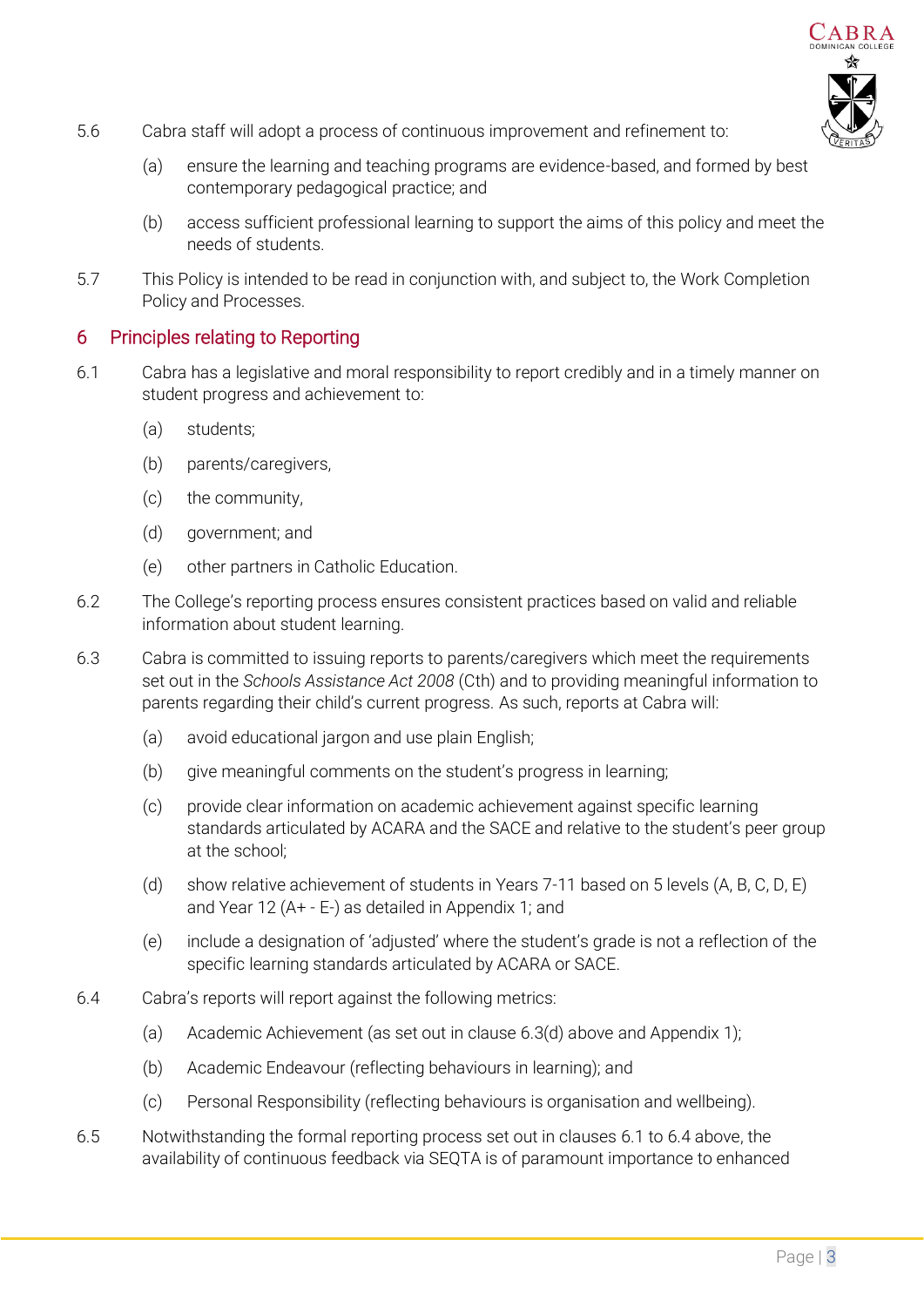5.6 Cabra staff will adopt a process of continuous improvement and refinement to:

(a) ensure the learning and teaching programs are evidence-based, and formed by best contemporary pedagogical practice; and

(b) access sufficient professional learning to support the aims of this policy and meet the needs of students.

5.7 This Policy is intended to be read in conjunction with, and subject to, the Work Completion Policy and Processes.

## 6 Principles relating to Reporting

6.1 Cabra has a legislative and moral responsibility to report credibly and in a timely manner on student progress and achievement to:

(a) students;

(b) parents/caregivers,

(c) the community,

(d) government; and

(e) other partners in Catholic Education.

6.2 The College's reporting process ensures consistent practices based on valid and reliable information about student learning.

6.3 Cabra is committed to issuing reports to parents/caregivers which meet the requirements set out in the *Schools Assistance Act 2008* (Cth) and to providing meaningful information to parents regarding their child's current progress. As such, reports at Cabra will:

(a) avoid educational jargon and use plain English;

(b) give meaningful comments on the student's progress in learning;

(c) provide clear information on academic achievement against specific learning standards articulated by ACARA and the SACE and relative to the student's peer group at the school;

(d) show relative achievement of students in Years 7-11 based on 5 levels (A, B, C, D, E) and Year 12 (A+ - E-) as detailed in Appendix 1; and

(e) include a designation of 'adjusted' where the student's grade is not a reflection of the specific learning standards articulated by ACARA or SACE.

6.4 Cabra's reports will report against the following metrics:

(a) Academic Achievement (as set out in clause 6.3(d) above and Appendix 1);

(b) Academic Endeavour (reflecting behaviours in learning); and

(c) Personal Responsibility (reflecting behaviours is organisation and wellbeing).

6.5 Notwithstanding the formal reporting process set out in clauses 6.1 to 6.4 above, the availability of continuous feedback via SEQTA is of paramount importance to enhanced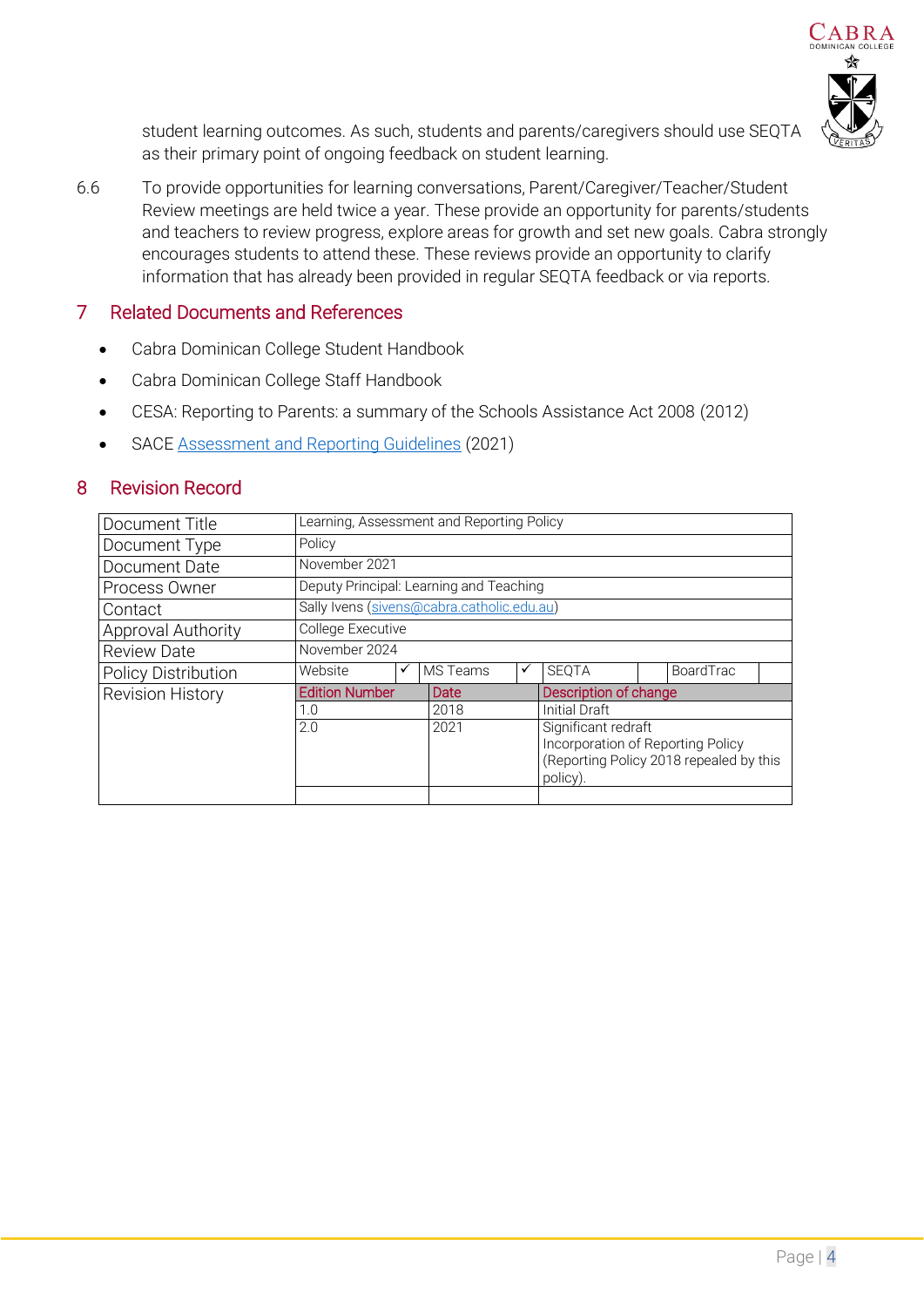student learning outcomes. As such, students and parents/caregivers should use SEQTA as their primary point of ongoing feedback on student learning.

6.6 To provide opportunities for learning conversations, Parent/Caregiver/Teacher/Student Review meetings are held twice a year. These provide an opportunity for parents/students and teachers to review progress, explore areas for growth and set new goals. Cabra strongly encourages students to attend these. These reviews provide an opportunity to clarify information that has already been provided in regular SEQTA feedback or via reports.

## 7 Related Documents and References

- Cabra Dominican College Student Handbook
- Cabra Dominican College Staff Handbook
- CESA: Reporting to Parents: a summary of the Schools Assistance Act 2008 (2012)
- SACE Assessment and Reporting Guidelines (2021)

## 8 Revision Record

| Document Title | Learning, Assessment and Reporting Policy | | | | | | | |
|---|---|---|---|---|---|---|---|---|
| Document Type | Policy | | | | | | | |
| Document Date | November 2021 | | | | | | | |
| Process Owner | Deputy Principal: Learning and Teaching | | | | | | | |
| Contact | Sally Ivens (sivens@cabra.catholic.edu.au) | | | | | | | |
| Approval Authority | College Executive | | | | | | | |
| Review Date | November 2024 | | | | | | | |
| Policy Distribution | Website | ✓ | MS Teams | ✓ | SEQTA | | BoardTrac | |
| Revision History | Edition Number | | Date | | Description of change | | | |
| | 1.0 | | 2018 | | Initial Draft | | | |
| | 2.0 | | 2021 | | Significant redraft<br>Incorporation of Reporting Policy<br>(Reporting Policy 2018 repealed by this policy). | | | |
| | | | | | | | | |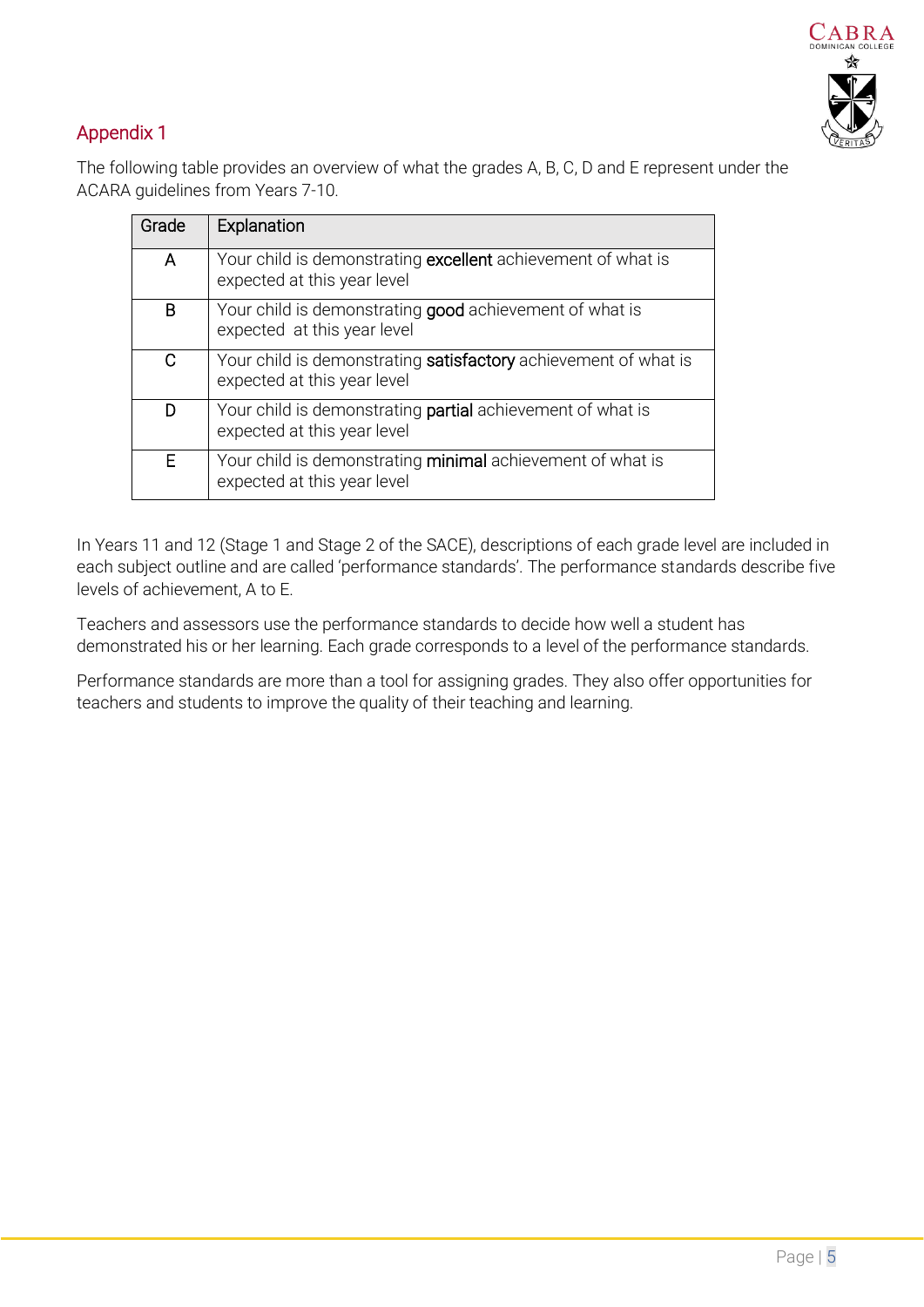## Appendix 1

The following table provides an overview of what the grades A, B, C, D and E represent under the ACARA guidelines from Years 7-10.

| Grade | Explanation |
|---|---|
| A | Your child is demonstrating **excellent** achievement of what is expected at this year level |
| B | Your child is demonstrating **good** achievement of what is expected at this year level |
| C | Your child is demonstrating **satisfactory** achievement of what is expected at this year level |
| D | Your child is demonstrating **partial** achievement of what is expected at this year level |
| E | Your child is demonstrating **minimal** achievement of what is expected at this year level |

In Years 11 and 12 (Stage 1 and Stage 2 of the SACE), descriptions of each grade level are included in each subject outline and are called 'performance standards'. The performance standards describe five levels of achievement, A to E.

Teachers and assessors use the performance standards to decide how well a student has demonstrated his or her learning. Each grade corresponds to a level of the performance standards.

Performance standards are more than a tool for assigning grades. They also offer opportunities for teachers and students to improve the quality of their teaching and learning.